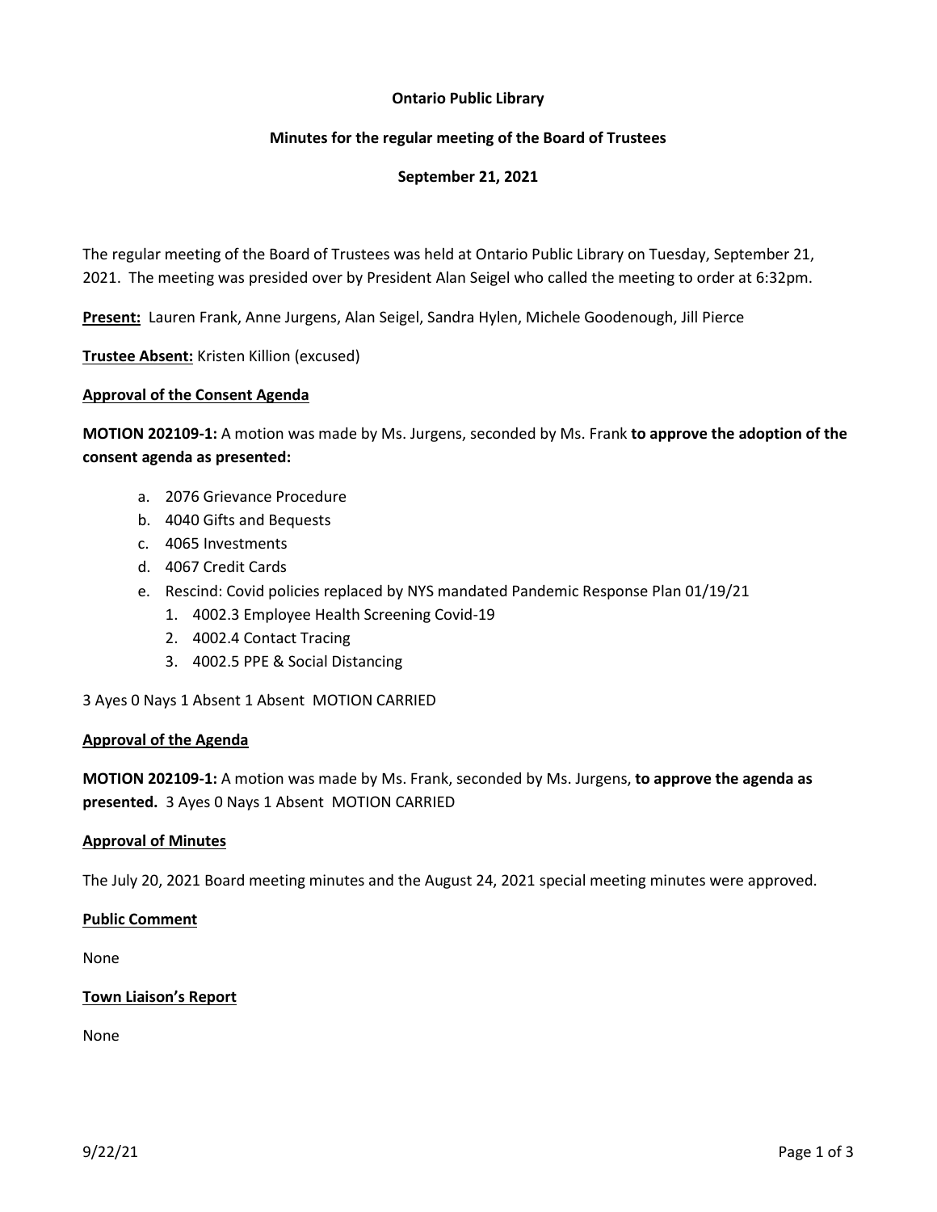**Ontario Public Library**

**Minutes for the regular meeting of the Board of Trustees**

**September 21, 2021**

The regular meeting of the Board of Trustees was held at Ontario Public Library on Tuesday, September 21, 2021. The meeting was presided over by President Alan Seigel who called the meeting to order at 6:32pm.

**Present:** Lauren Frank, Anne Jurgens, Alan Seigel, Sandra Hylen, Michele Goodenough, Jill Pierce

**Trustee Absent:** Kristen Killion (excused)

**Approval of the Consent Agenda**

**MOTION 202109-1:** A motion was made by Ms. Jurgens, seconded by Ms. Frank **to approve the adoption of the consent agenda as presented:**

a. 2076 Grievance Procedure
b. 4040 Gifts and Bequests
c. 4065 Investments
d. 4067 Credit Cards
e. Rescind: Covid policies replaced by NYS mandated Pandemic Response Plan 01/19/21
   1. 4002.3 Employee Health Screening Covid-19
   2. 4002.4 Contact Tracing
   3. 4002.5 PPE & Social Distancing

3 Ayes 0 Nays 1 Absent 1 Absent MOTION CARRIED

**Approval of the Agenda**

**MOTION 202109-1:** A motion was made by Ms. Frank, seconded by Ms. Jurgens, **to approve the agenda as presented.** 3 Ayes 0 Nays 1 Absent MOTION CARRIED

**Approval of Minutes**

The July 20, 2021 Board meeting minutes and the August 24, 2021 special meeting minutes were approved.

**Public Comment**

None

**Town Liaison's Report**

None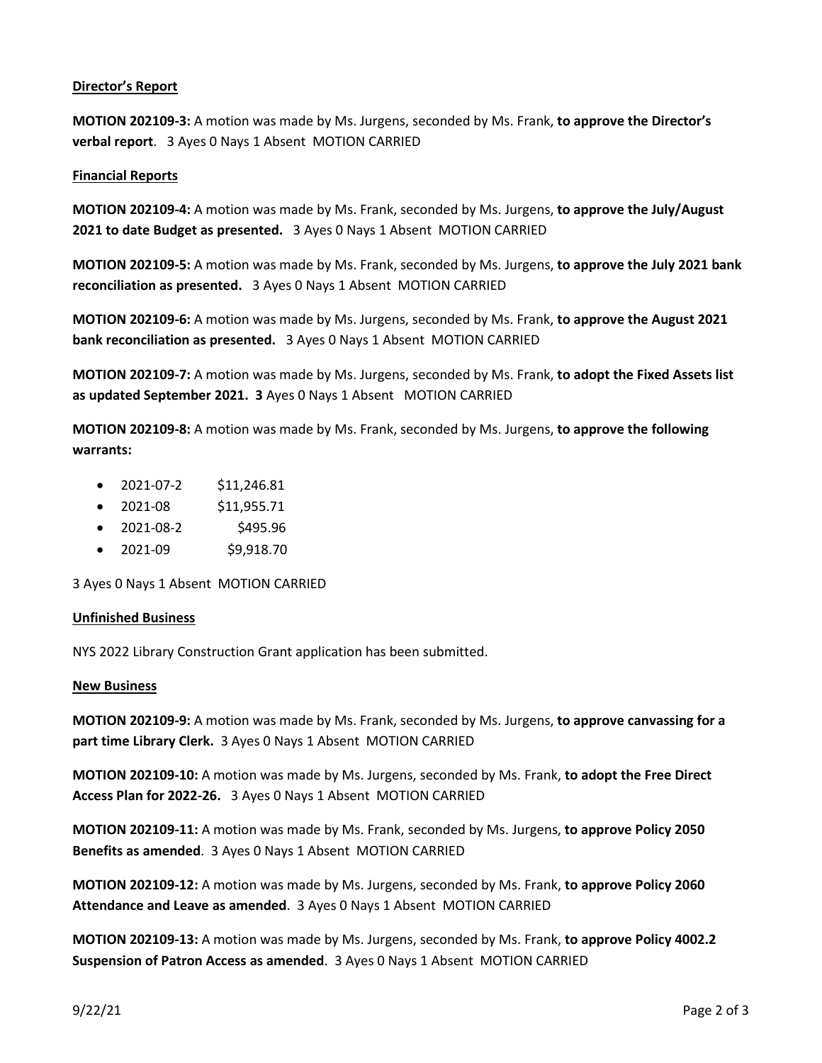**Director's Report**

**MOTION 202109-3:** A motion was made by Ms. Jurgens, seconded by Ms. Frank, **to approve the Director's verbal report**. 3 Ayes 0 Nays 1 Absent MOTION CARRIED

**Financial Reports**

**MOTION 202109-4:** A motion was made by Ms. Frank, seconded by Ms. Jurgens, **to approve the July/August 2021 to date Budget as presented.** 3 Ayes 0 Nays 1 Absent MOTION CARRIED

**MOTION 202109-5:** A motion was made by Ms. Frank, seconded by Ms. Jurgens, **to approve the July 2021 bank reconciliation as presented.** 3 Ayes 0 Nays 1 Absent MOTION CARRIED

**MOTION 202109-6:** A motion was made by Ms. Jurgens, seconded by Ms. Frank, **to approve the August 2021 bank reconciliation as presented.** 3 Ayes 0 Nays 1 Absent MOTION CARRIED

**MOTION 202109-7:** A motion was made by Ms. Jurgens, seconded by Ms. Frank, **to adopt the Fixed Assets list as updated September 2021. 3** Ayes 0 Nays 1 Absent MOTION CARRIED

**MOTION 202109-8:** A motion was made by Ms. Frank, seconded by Ms. Jurgens, **to approve the following warrants:**

- 2021-07-2 $11,246.81
- 2021-08 $11,955.71
- 2021-08-2 $495.96
- 2021-09 $9,918.70

3 Ayes 0 Nays 1 Absent MOTION CARRIED

**Unfinished Business**

NYS 2022 Library Construction Grant application has been submitted.

**New Business**

**MOTION 202109-9:** A motion was made by Ms. Frank, seconded by Ms. Jurgens, **to approve canvassing for a part time Library Clerk.** 3 Ayes 0 Nays 1 Absent MOTION CARRIED

**MOTION 202109-10:** A motion was made by Ms. Jurgens, seconded by Ms. Frank, **to adopt the Free Direct Access Plan for 2022-26.** 3 Ayes 0 Nays 1 Absent MOTION CARRIED

**MOTION 202109-11:** A motion was made by Ms. Frank, seconded by Ms. Jurgens, **to approve Policy 2050 Benefits as amended**. 3 Ayes 0 Nays 1 Absent MOTION CARRIED

**MOTION 202109-12:** A motion was made by Ms. Jurgens, seconded by Ms. Frank, **to approve Policy 2060 Attendance and Leave as amended**. 3 Ayes 0 Nays 1 Absent MOTION CARRIED

**MOTION 202109-13:** A motion was made by Ms. Jurgens, seconded by Ms. Frank, **to approve Policy 4002.2 Suspension of Patron Access as amended**. 3 Ayes 0 Nays 1 Absent MOTION CARRIED

9/22/21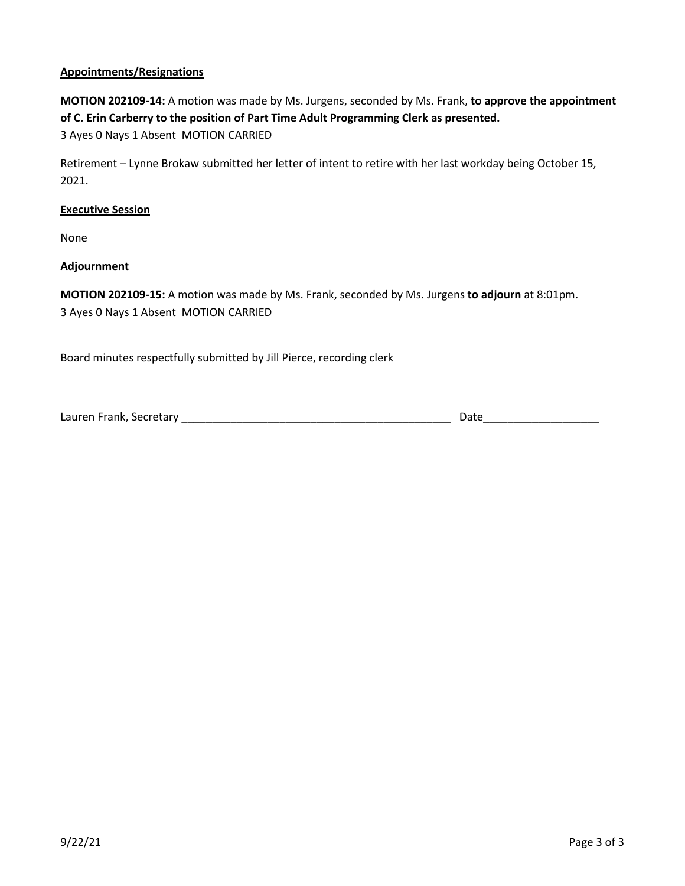**Appointments/Resignations**

**MOTION 202109-14:** A motion was made by Ms. Jurgens, seconded by Ms. Frank, **to approve the appointment of C. Erin Carberry to the position of Part Time Adult Programming Clerk as presented.**
3 Ayes 0 Nays 1 Absent MOTION CARRIED

Retirement – Lynne Brokaw submitted her letter of intent to retire with her last workday being October 15, 2021.

**Executive Session**

None

**Adjournment**

**MOTION 202109-15:** A motion was made by Ms. Frank, seconded by Ms. Jurgens **to adjourn** at 8:01pm.
3 Ayes 0 Nays 1 Absent MOTION CARRIED

Board minutes respectfully submitted by Jill Pierce, recording clerk

Lauren Frank, Secretary _____________________________________________ Date__________________